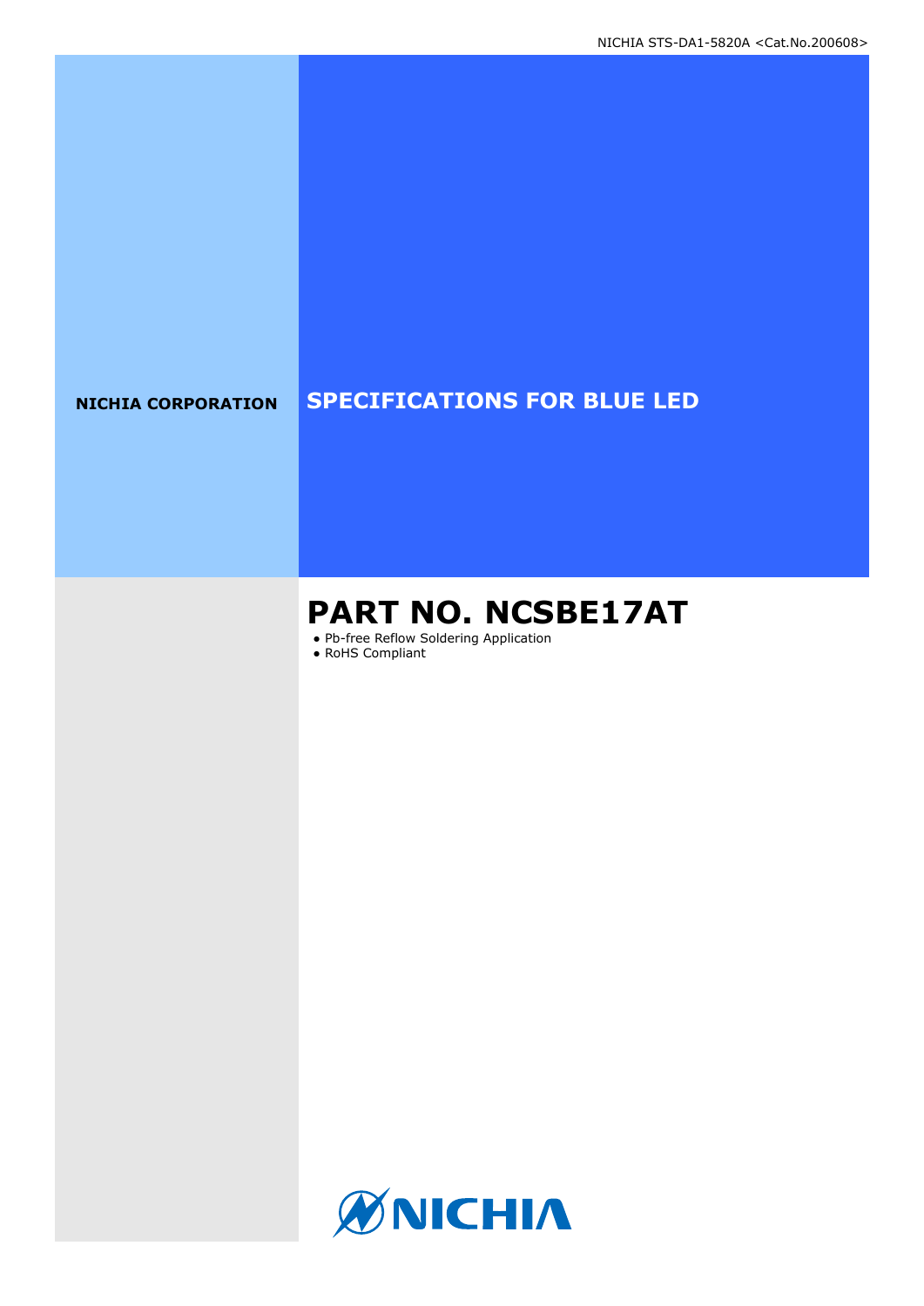NICHIA STS-DA1-5820A <Cat.No.200608>

**NICHIA CORPORATION**

# SPECIFICATIONS FOR BLUE LED

# PART NO. NCSBE17AT

- Pb-free Reflow Soldering Application
- RoHS Compliant

NICHIA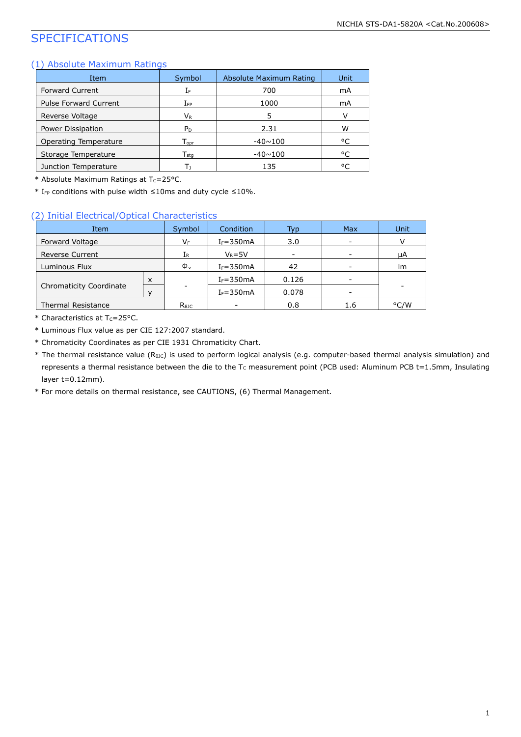# SPECIFICATIONS

## (1) Absolute Maximum Ratings

| Item | Symbol | Absolute Maximum Rating | Unit |
|---|---|---|---|
| Forward Current | $I_F$ | 700 | mA |
| Pulse Forward Current | $I_{FP}$ | 1000 | mA |
| Reverse Voltage | $V_R$ | 5 | V |
| Power Dissipation | $P_D$ | 2.31 | W |
| Operating Temperature | $T_{opr}$ | -40~100 | °C |
| Storage Temperature | $T_{stg}$ | -40~100 | °C |
| Junction Temperature | $T_J$ | 135 | °C |

* Absolute Maximum Ratings at $T_C$=25°C.
* $I_{FP}$ conditions with pulse width ≤10ms and duty cycle ≤10%.

## (2) Initial Electrical/Optical Characteristics

| Item | | Symbol | Condition | Typ | Max | Unit |
|---|---|---|---|---|---|---|
| Forward Voltage | | $V_F$ | $I_F$=350mA | 3.0 | - | V |
| Reverse Current | | $I_R$ | $V_R$=5V | - | - | μA |
| Luminous Flux | | $\Phi_v$ | $I_F$=350mA | 42 | - | lm |
| Chromaticity Coordinate | x | - | $I_F$=350mA | 0.126 | - | - |
| | y | | $I_F$=350mA | 0.078 | - | |
| Thermal Resistance | | $R_{\theta JC}$ | - | 0.8 | 1.6 | °C/W |

* Characteristics at $T_C$=25°C.
* Luminous Flux value as per CIE 127:2007 standard.
* Chromaticity Coordinates as per CIE 1931 Chromaticity Chart.
* The thermal resistance value ($R_{\theta JC}$) is used to perform logical analysis (e.g. computer-based thermal analysis simulation) and represents a thermal resistance between the die to the $T_C$ measurement point (PCB used: Aluminum PCB t=1.5mm, Insulating layer t=0.12mm).
* For more details on thermal resistance, see CAUTIONS, (6) Thermal Management.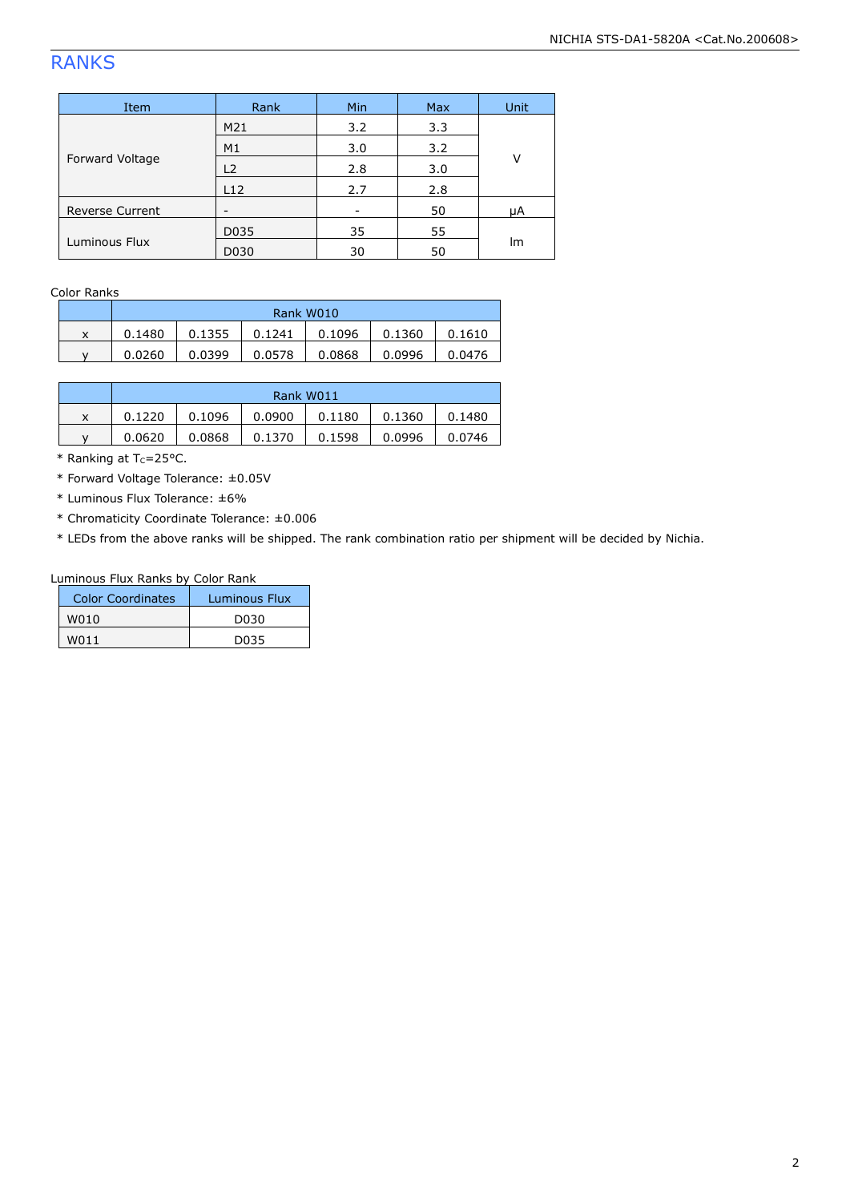# RANKS

| Item | Rank | Min | Max | Unit |
|---|---|---|---|---|
| Forward Voltage | M21 | 3.2 | 3.3 | V |
| | M1 | 3.0 | 3.2 | |
| | L2 | 2.8 | 3.0 | |
| | L12 | 2.7 | 2.8 | |
| Reverse Current | - | - | 50 | μA |
| Luminous Flux | D035 | 35 | 55 | lm |
| | D030 | 30 | 50 | |

Color Ranks

| | Rank W010 | | | | | |
|---|---|---|---|---|---|---|
| x | 0.1480 | 0.1355 | 0.1241 | 0.1096 | 0.1360 | 0.1610 |
| y | 0.0260 | 0.0399 | 0.0578 | 0.0868 | 0.0996 | 0.0476 |

| | Rank W011 | | | | | |
|---|---|---|---|---|---|---|
| x | 0.1220 | 0.1096 | 0.0900 | 0.1180 | 0.1360 | 0.1480 |
| y | 0.0620 | 0.0868 | 0.1370 | 0.1598 | 0.0996 | 0.0746 |

* Ranking at $T_C$=25°C.
* Forward Voltage Tolerance: ±0.05V
* Luminous Flux Tolerance: ±6%
* Chromaticity Coordinate Tolerance: ±0.006
* LEDs from the above ranks will be shipped. The rank combination ratio per shipment will be decided by Nichia.

Luminous Flux Ranks by Color Rank

| Color Coordinates | Luminous Flux |
|---|---|
| W010 | D030 |
| W011 | D035 |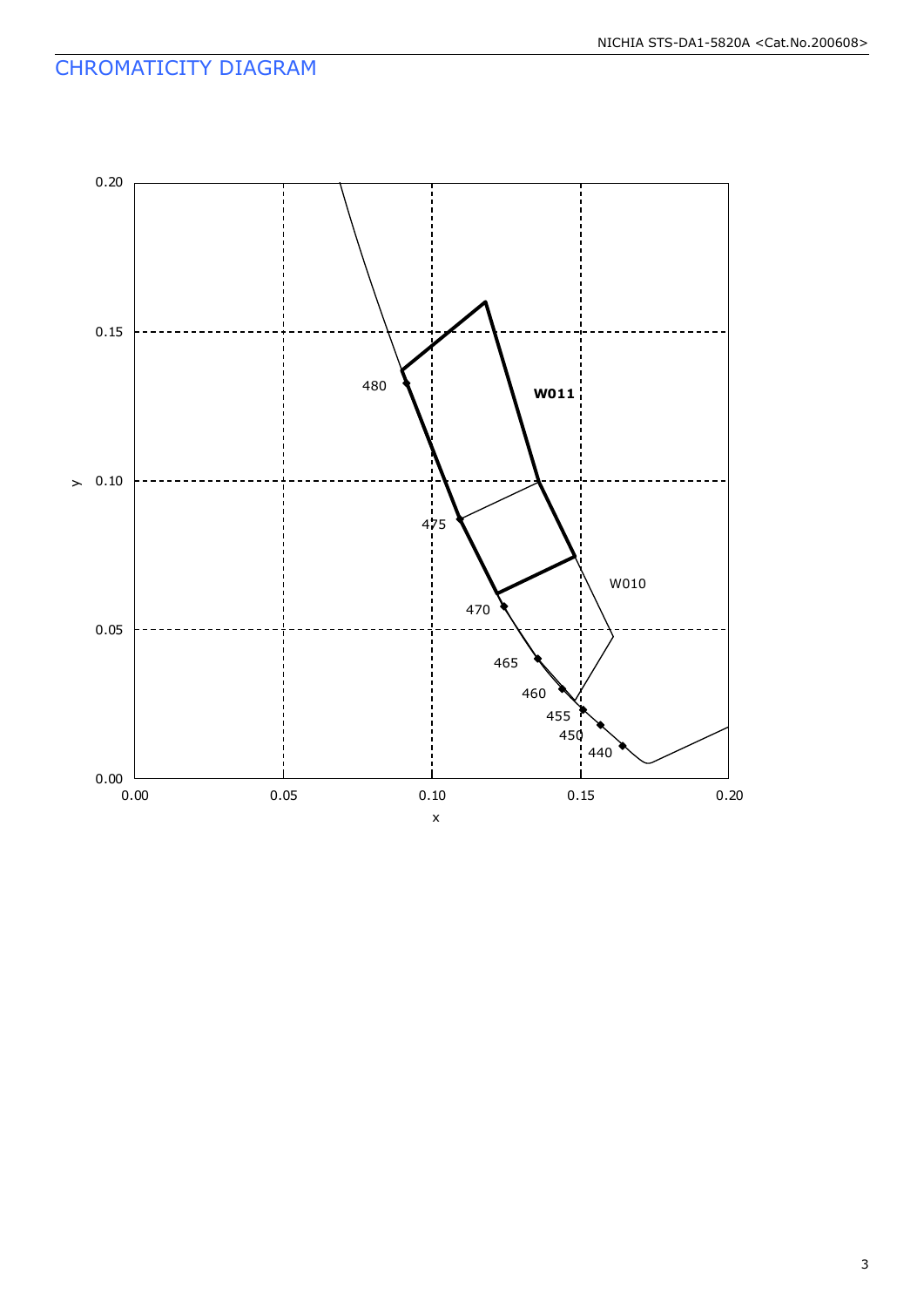# CHROMATICITY DIAGRAM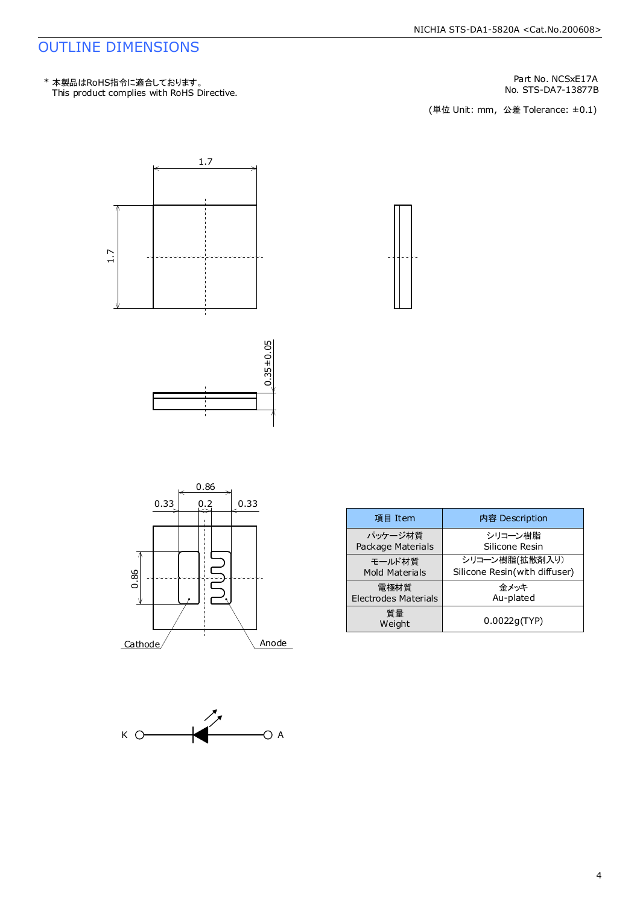## OUTLINE DIMENSIONS

\* 本製品はRoHS指令に適合しております。
This product complies with RoHS Directive.

Part No. NCSxE17A
No. STS-DA7-13877B

(単位 Unit: mm, 公差 Tolerance: ±0.1)

1.7

1.7

0.35±0.05

0.86

0.33 0.2 0.33

0.86

Cathode

Anode

K A

| 項目 Item | 内容 Description |
|---|---|
| パッケージ材質 Package Materials | シリコーン樹脂 Silicone Resin |
| モールド材質 Mold Materials | シリコーン樹脂(拡散剤入り) Silicone Resin(with diffuser) |
| 電極材質 Electrodes Materials | 金メッキ Au-plated |
| 質量 Weight | 0.0022g(TYP) |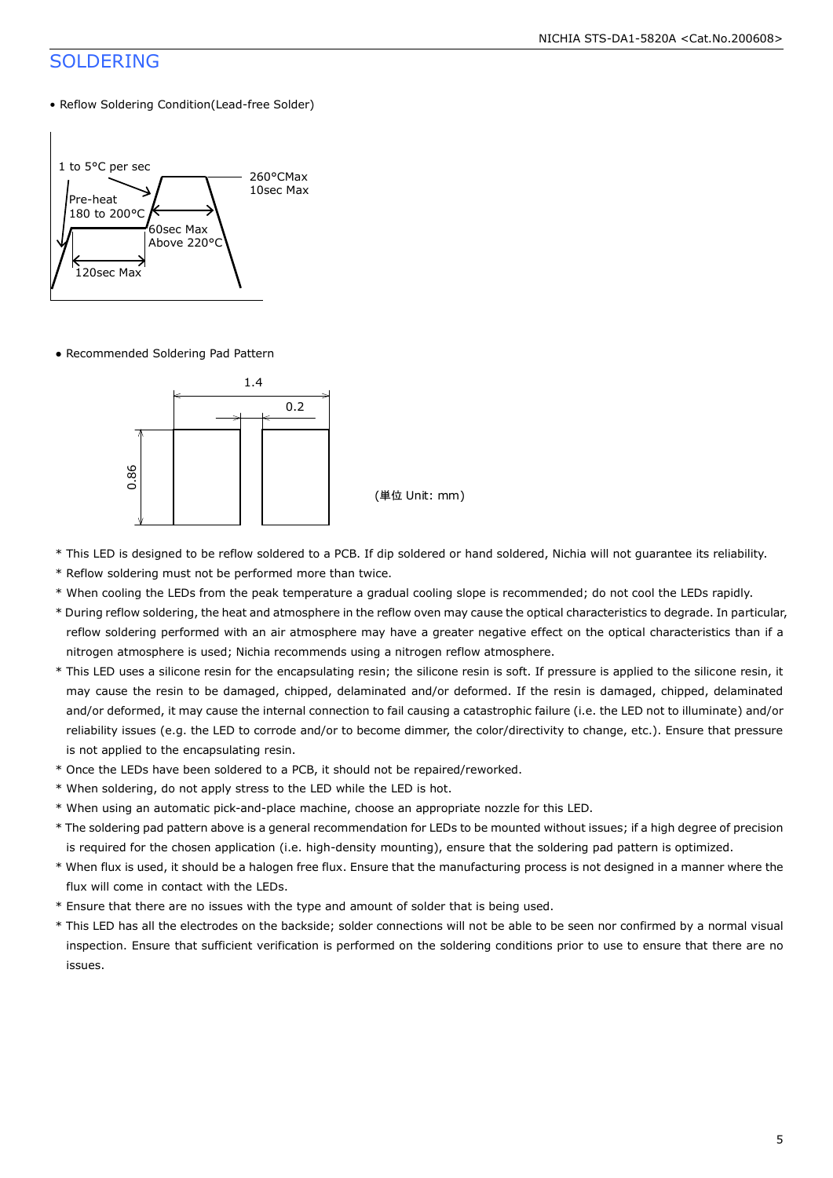## SOLDERING

- Reflow Soldering Condition(Lead-free Solder)

1 to 5°C per sec

Pre-heat
180 to 200°C

260°CMax
10sec Max

60sec Max
Above 220°C

120sec Max

- Recommended Soldering Pad Pattern

1.4

0.2

0.86

(単位 Unit: mm)

* This LED is designed to be reflow soldered to a PCB. If dip soldered or hand soldered, Nichia will not guarantee its reliability.
* Reflow soldering must not be performed more than twice.
* When cooling the LEDs from the peak temperature a gradual cooling slope is recommended; do not cool the LEDs rapidly.
* During reflow soldering, the heat and atmosphere in the reflow oven may cause the optical characteristics to degrade. In particular, reflow soldering performed with an air atmosphere may have a greater negative effect on the optical characteristics than if a nitrogen atmosphere is used; Nichia recommends using a nitrogen reflow atmosphere.
* This LED uses a silicone resin for the encapsulating resin; the silicone resin is soft. If pressure is applied to the silicone resin, it may cause the resin to be damaged, chipped, delaminated and/or deformed. If the resin is damaged, chipped, delaminated and/or deformed, it may cause the internal connection to fail causing a catastrophic failure (i.e. the LED not to illuminate) and/or reliability issues (e.g. the LED to corrode and/or to become dimmer, the color/directivity to change, etc.). Ensure that pressure is not applied to the encapsulating resin.
* Once the LEDs have been soldered to a PCB, it should not be repaired/reworked.
* When soldering, do not apply stress to the LED while the LED is hot.
* When using an automatic pick-and-place machine, choose an appropriate nozzle for this LED.
* The soldering pad pattern above is a general recommendation for LEDs to be mounted without issues; if a high degree of precision is required for the chosen application (i.e. high-density mounting), ensure that the soldering pad pattern is optimized.
* When flux is used, it should be a halogen free flux. Ensure that the manufacturing process is not designed in a manner where the flux will come in contact with the LEDs.
* Ensure that there are no issues with the type and amount of solder that is being used.
* This LED has all the electrodes on the backside; solder connections will not be able to be seen nor confirmed by a normal visual inspection. Ensure that sufficient verification is performed on the soldering conditions prior to use to ensure that there are no issues.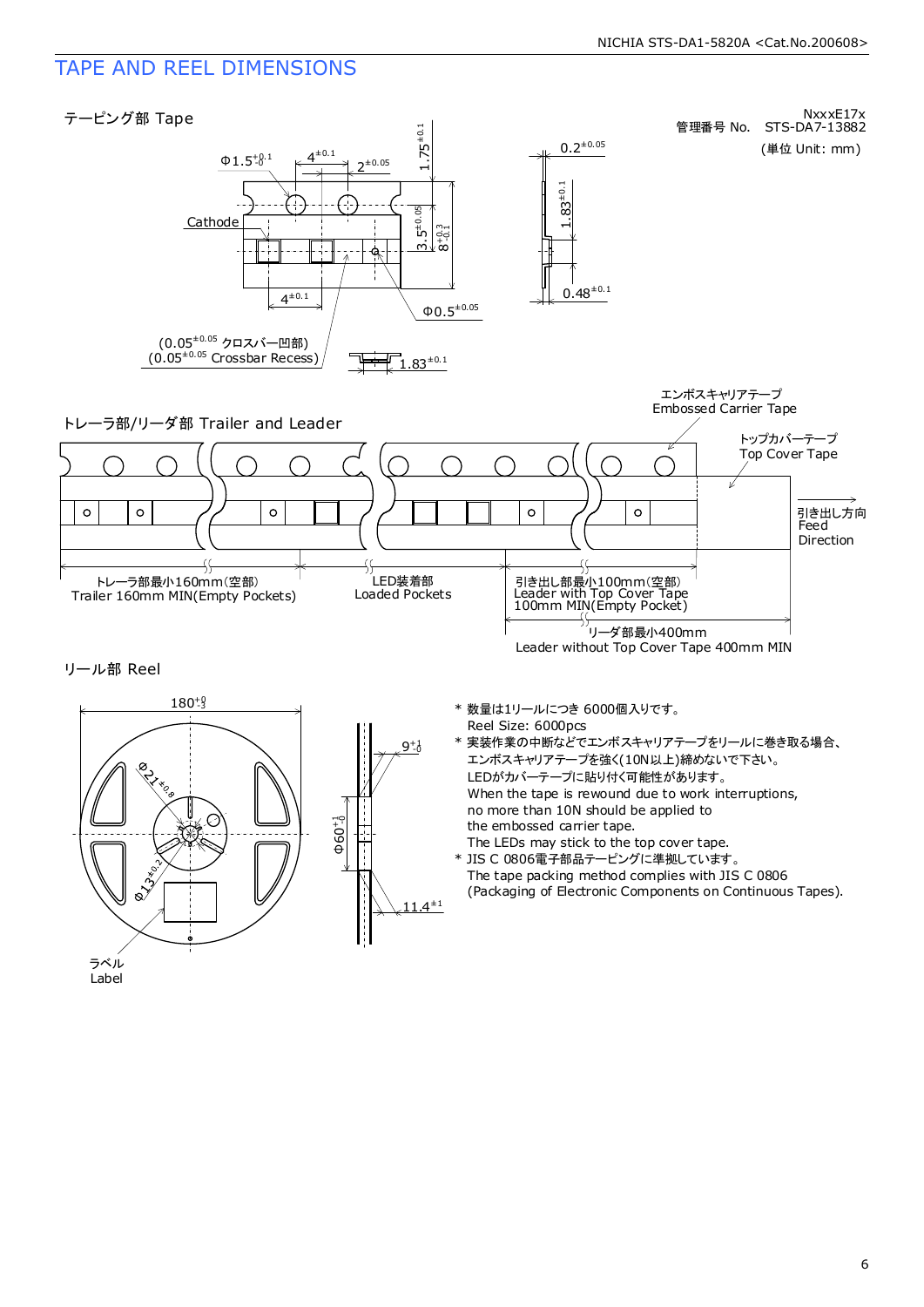# TAPE AND REEL DIMENSIONS

NxxxE17x
管理番号 No. STS-DA7-13882
(単位 Unit: mm)

## テーピング部 Tape

Φ1.5 $^{+0.1}_{-0}$  4 $^{\pm0.1}$  2 $^{\pm0.05}$  1.75 $^{\pm0.1}$

Cathode

3.5 $^{\pm0.05}$  8 $^{+0.3}_{-0.1}$

4 $^{\pm0.1}$  Φ0.5 $^{\pm0.05}$

(0.05 $^{\pm0.05}$ クロスバー凹部)
(0.05 $^{\pm0.05}$ Crossbar Recess)

1.83 $^{\pm0.1}$

0.2 $^{\pm0.05}$  1.83 $^{\pm0.1}$  0.48 $^{\pm0.1}$

## トレーラ部/リーダ部 Trailer and Leader

エンボスキャリアテープ
Embossed Carrier Tape

トップカバーテープ
Top Cover Tape

引き出し方向
Feed
Direction

トレーラ部最小160mm(空部)
Trailer 160mm MIN(Empty Pockets)

LED装着部
Loaded Pockets

引き出し部最小100mm(空部)
Leader with Top Cover Tape
100mm MIN(Empty Pocket)

リーダ部最小400mm
Leader without Top Cover Tape 400mm MIN

## リール部 Reel

180 $^{+0}_{-3}$  Φ21 $^{\pm0.8}$  Φ13 $^{\pm0.2}$  9 $^{+1}_{-0}$  Φ60 $^{+1}_{-0}$  11.4 $^{\pm1}$

ラベル
Label

* 数量は1リールにつき 6000個入りです。
  Reel Size: 6000pcs
* 実装作業の中断などでエンボスキャリアテープをリールに巻き取る場合、
  エンボスキャリアテープを強く(10N以上)締めないで下さい。
  LEDがカバーテープに貼り付く可能性があります。
  When the tape is rewound due to work interruptions,
  no more than 10N should be applied to
  the embossed carrier tape.
  The LEDs may stick to the top cover tape.
* JIS C 0806電子部品テーピングに準拠しています。
  The tape packing method complies with JIS C 0806
  (Packaging of Electronic Components on Continuous Tapes).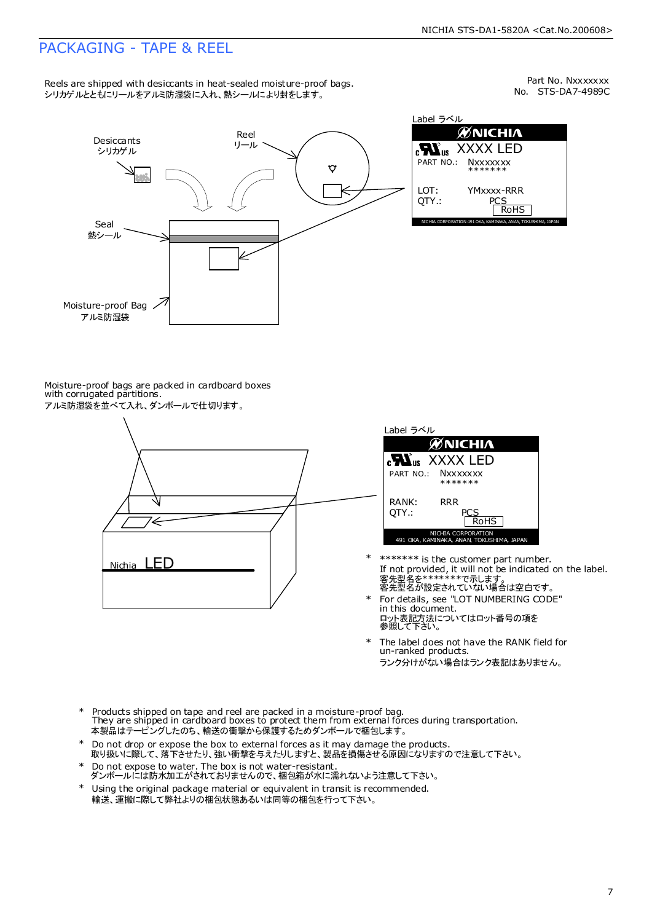# PACKAGING - TAPE & REEL

Part No. Nxxxxxxx
No. STS-DA7-4989C

Reels are shipped with desiccants in heat-sealed moisture-proof bags.
シリカゲルとともにリールをアルミ防湿袋に入れ、熱シールにより封をします。

Desiccants
シリカゲル

Reel
リール

Seal
熱シール

Moisture-proof Bag
アルミ防湿袋

Label ラベル

NICHIA
XXXX LED
PART NO.: Nxxxxxxx
\*\*\*\*\*\*\*
LOT: YMxxxx-RRR
QTY.: PCS
RoHS
NICHIA CORPORATION 491 OKA, KAMINAKA, ANAN, TOKUSHIMA, JAPAN

Moisture-proof bags are packed in cardboard boxes with corrugated partitions.
アルミ防湿袋を並べて入れ、ダンボールで仕切ります。

Nichia LED

Label ラベル

NICHIA
XXXX LED
PART NO.: Nxxxxxxx
\*\*\*\*\*\*\*
RANK: RRR
QTY.: PCS
RoHS
NICHIA CORPORATION
491 OKA, KAMINAKA, ANAN, TOKUSHIMA, JAPAN

- \*\*\*\*\*\*\* is the customer part number.
  If not provided, it will not be indicated on the label.
  客先型名を\*\*\*\*\*\*\*で示します。
  客先型名が設定されていない場合は空白です。
- For details, see "LOT NUMBERING CODE" in this document.
  ロット表記方法についてはロット番号の項を参照して下さい。
- The label does not have the RANK field for un-ranked products.
  ランク分けがない場合はランク表記はありません。

- Products shipped on tape and reel are packed in a moisture-proof bag.
  They are shipped in cardboard boxes to protect them from external forces during transportation.
  本製品はテーピングしたのち、輸送の衝撃から保護するためダンボールで梱包します。
- Do not drop or expose the box to external forces as it may damage the products.
  取り扱いに際して、落下させたり、強い衝撃を与えたりしますと、製品を損傷させる原因になりますので注意して下さい。
- Do not expose to water. The box is not water-resistant.
  ダンボールには防水加工がされておりませんので、梱包箱が水に濡れないよう注意して下さい。
- Using the original package material or equivalent in transit is recommended.
  輸送、運搬に際して弊社よりの梱包状態あるいは同等の梱包を行って下さい。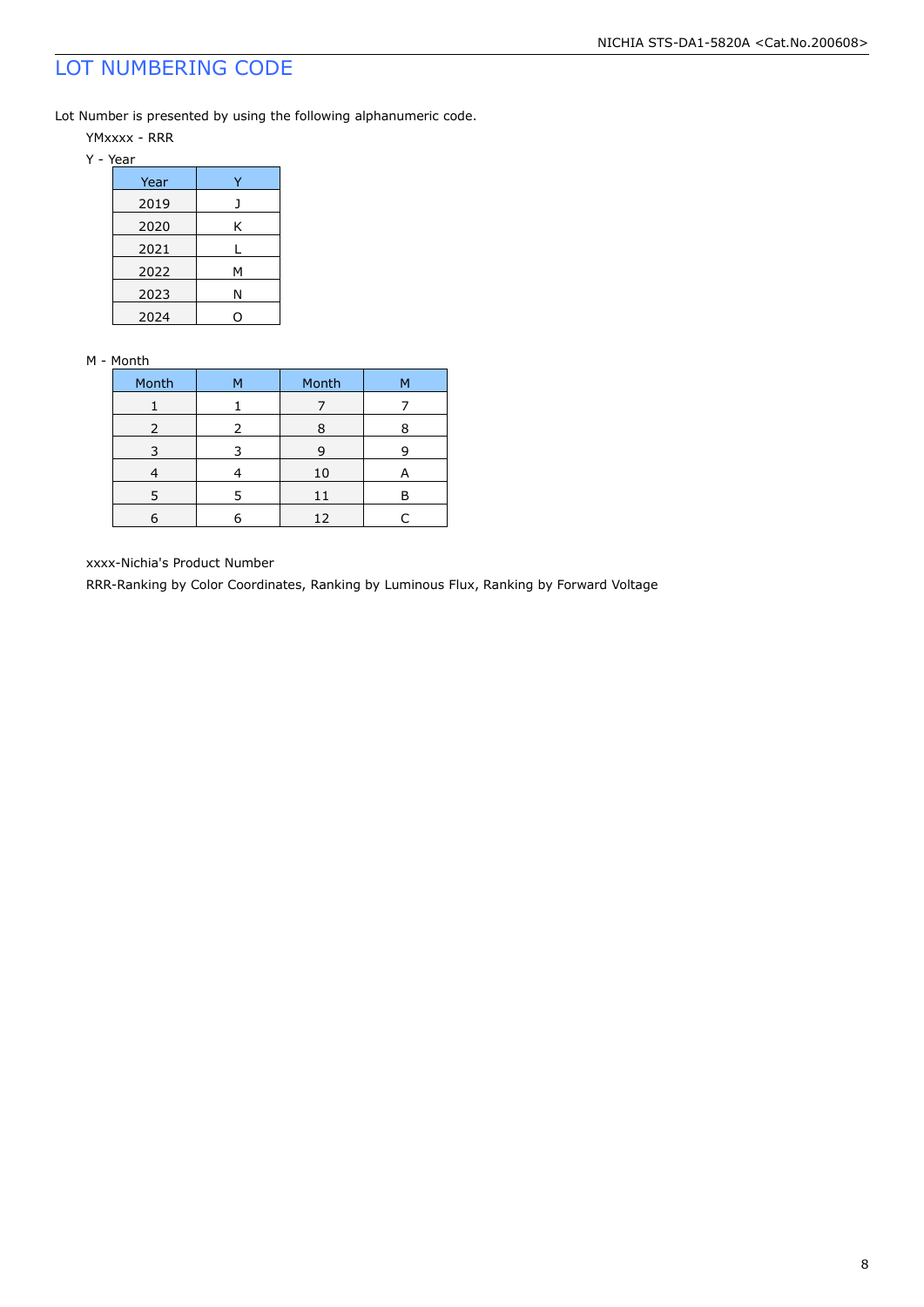# LOT NUMBERING CODE

Lot Number is presented by using the following alphanumeric code.

YMxxxx - RRR

Y - Year

| Year | Y |
|---|---|
| 2019 | J |
| 2020 | K |
| 2021 | L |
| 2022 | M |
| 2023 | N |
| 2024 | O |

M - Month

| Month | M | Month | M |
|---|---|---|---|
| 1 | 1 | 7 | 7 |
| 2 | 2 | 8 | 8 |
| 3 | 3 | 9 | 9 |
| 4 | 4 | 10 | A |
| 5 | 5 | 11 | B |
| 6 | 6 | 12 | C |

xxxx-Nichia's Product Number

RRR-Ranking by Color Coordinates, Ranking by Luminous Flux, Ranking by Forward Voltage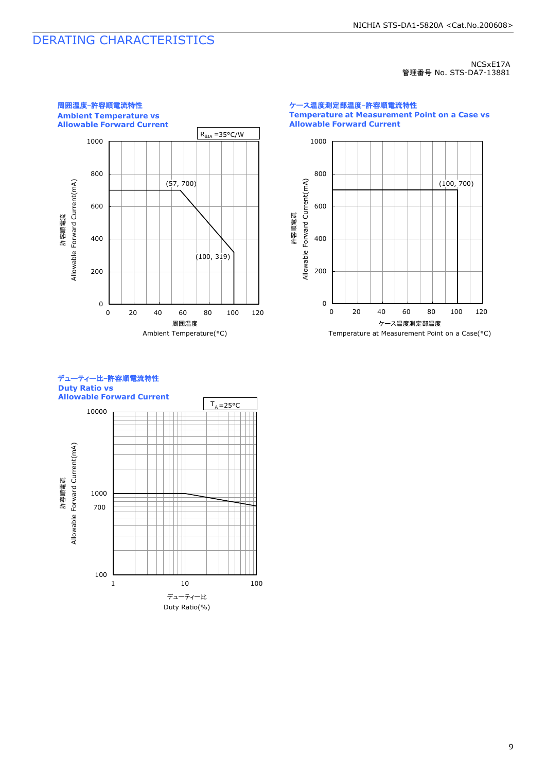# DERATING CHARACTERISTICS

NCSxE17A
管理番号 No. STS-DA7-13881

**周囲温度-許容順電流特性**
**Ambient Temperature vs Allowable Forward Current**

$R_{θJA}$ =35°C/W

(57, 700)
(100, 319)

許容順電流 Allowable Forward Current(mA)
周囲温度 Ambient Temperature(°C)

**ケース温度測定部温度-許容順電流特性**
**Temperature at Measurement Point on a Case vs Allowable Forward Current**

(100, 700)

許容順電流 Allowable Forward Current(mA)
ケース温度測定部温度 Temperature at Measurement Point on a Case(°C)

**デューティー比-許容順電流特性**
**Duty Ratio vs Allowable Forward Current**

$T_A$ =25°C

許容順電流 Allowable Forward Current(mA)
デューティー比 Duty Ratio(%)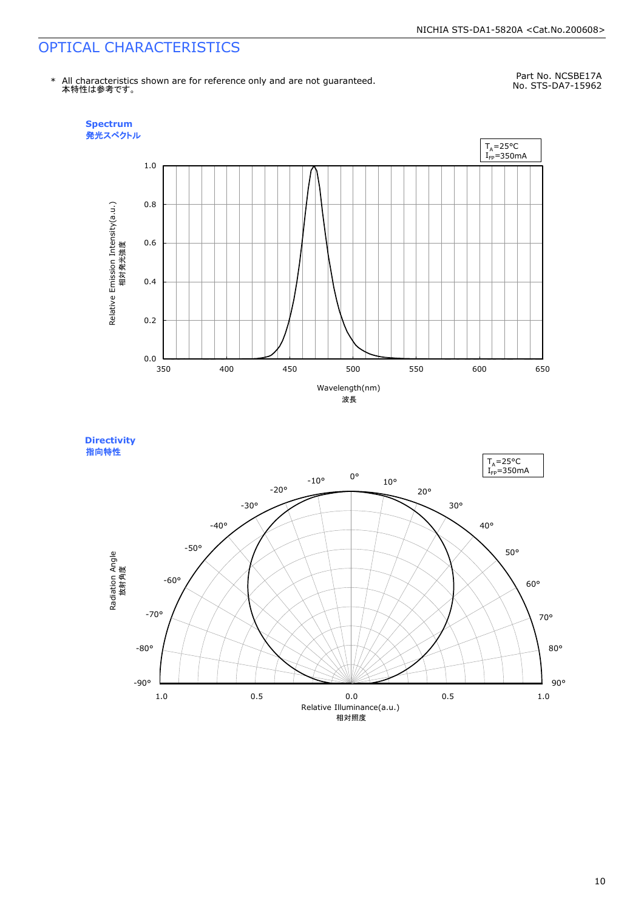# OPTICAL CHARACTERISTICS

\* All characteristics shown are for reference only and are not guaranteed.
本特性は参考です。

Part No. NCSBE17A
No. STS-DA7-15962

**Spectrum**
**発光スペクトル**

$T_A$=25°C
$I_{FP}$=350mA

Relative Emission Intensity(a.u.)
相対発光強度

Wavelength(nm)
波長

**Directivity**
**指向特性**

$T_A$=25°C
$I_{FP}$=350mA

Radiation Angle
放射角度

Relative Illuminance(a.u.)
相対照度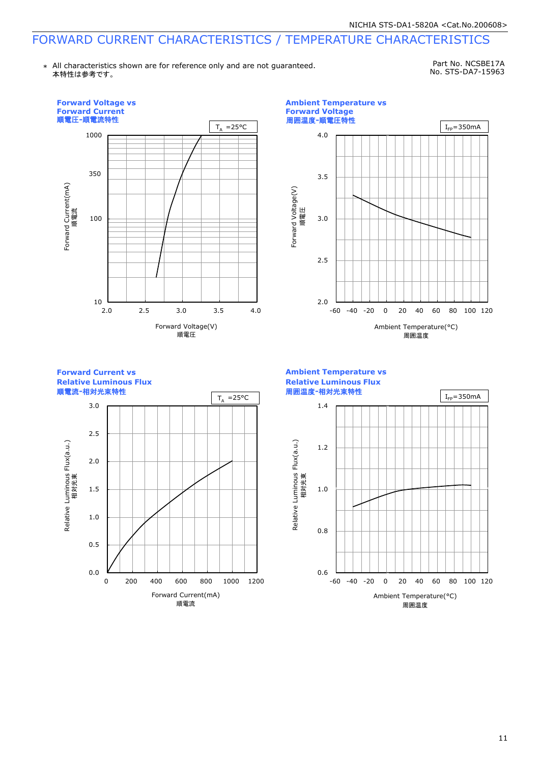# FORWARD CURRENT CHARACTERISTICS / TEMPERATURE CHARACTERISTICS

∗ All characteristics shown are for reference only and are not guaranteed.
本特性は参考です。

Part No. NCSBE17A
No. STS-DA7-15963

**Forward Voltage vs Forward Current**
**順電圧-順電流特性**

$T_A$ =25°C

Forward Current(mA) 順電流 (10, 100, 350, 1000) vs Forward Voltage(V) 順電圧 (2.0, 2.5, 3.0, 3.5, 4.0)

**Ambient Temperature vs Forward Voltage**
**周囲温度-順電圧特性**

$I_{FP}$=350mA

Forward Voltage(V) 順電圧 (2.0, 2.5, 3.0, 3.5, 4.0) vs Ambient Temperature(°C) 周囲温度 (-60, -40, -20, 0, 20, 40, 60, 80, 100, 120)

**Forward Current vs Relative Luminous Flux**
**順電流-相対光束特性**

$T_A$ =25°C

Relative Luminous Flux(a.u.) 相対光束 (0.0, 0.5, 1.0, 1.5, 2.0, 2.5, 3.0) vs Forward Current(mA) 順電流 (0, 200, 400, 600, 800, 1000, 1200)

**Ambient Temperature vs Relative Luminous Flux**
**周囲温度-相対光束特性**

$I_{FP}$=350mA

Relative Luminous Flux(a.u.) 相対光束 (0.6, 0.8, 1.0, 1.2, 1.4) vs Ambient Temperature(°C) 周囲温度 (-60, -40, -20, 0, 20, 40, 60, 80, 100, 120)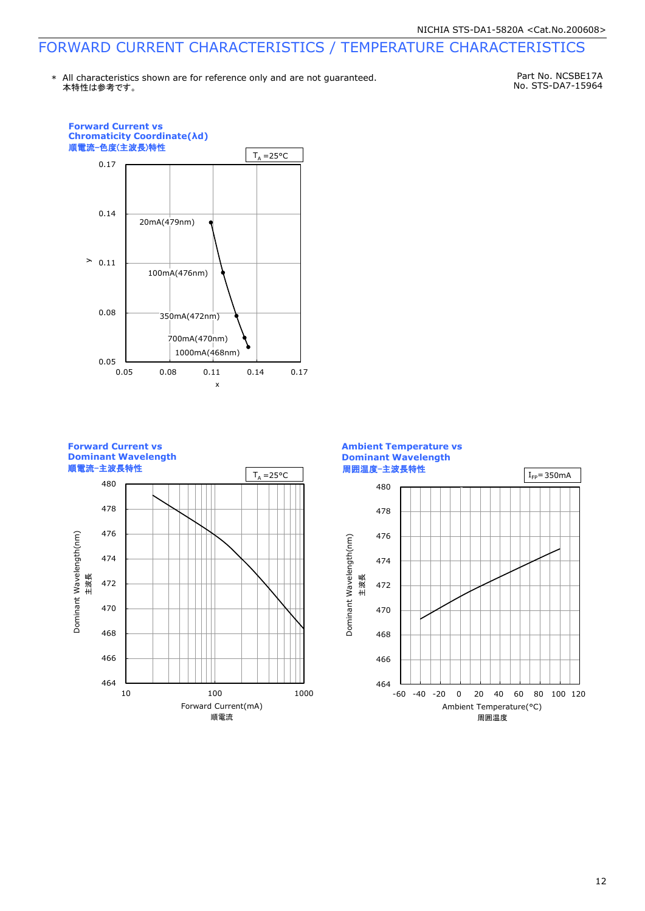# FORWARD CURRENT CHARACTERISTICS / TEMPERATURE CHARACTERISTICS

\* All characteristics shown are for reference only and are not guaranteed.
本特性は参考です。

Part No. NCSBE17A
No. STS-DA7-15964

### Forward Current vs Chromaticity Coordinate(λd)
### 順電流-色度(主波長)特性

$T_A$ =25°C

y: 0.05, 0.08, 0.11, 0.14, 0.17

x: 0.05, 0.08, 0.11, 0.14, 0.17

20mA(479nm)
100mA(476nm)
350mA(472nm)
700mA(470nm)
1000mA(468nm)

### Forward Current vs Dominant Wavelength
### 順電流-主波長特性

$T_A$ =25°C

Dominant Wavelength(nm) 主波長: 464, 466, 468, 470, 472, 474, 476, 478, 480

Forward Current(mA) 順電流: 10, 100, 1000

### Ambient Temperature vs Dominant Wavelength
### 周囲温度-主波長特性

$I_{FP}$= 350mA

Dominant Wavelength(nm) 主波長: 464, 466, 468, 470, 472, 474, 476, 478, 480

Ambient Temperature(°C) 周囲温度: -60, -40, -20, 0, 20, 40, 60, 80, 100, 120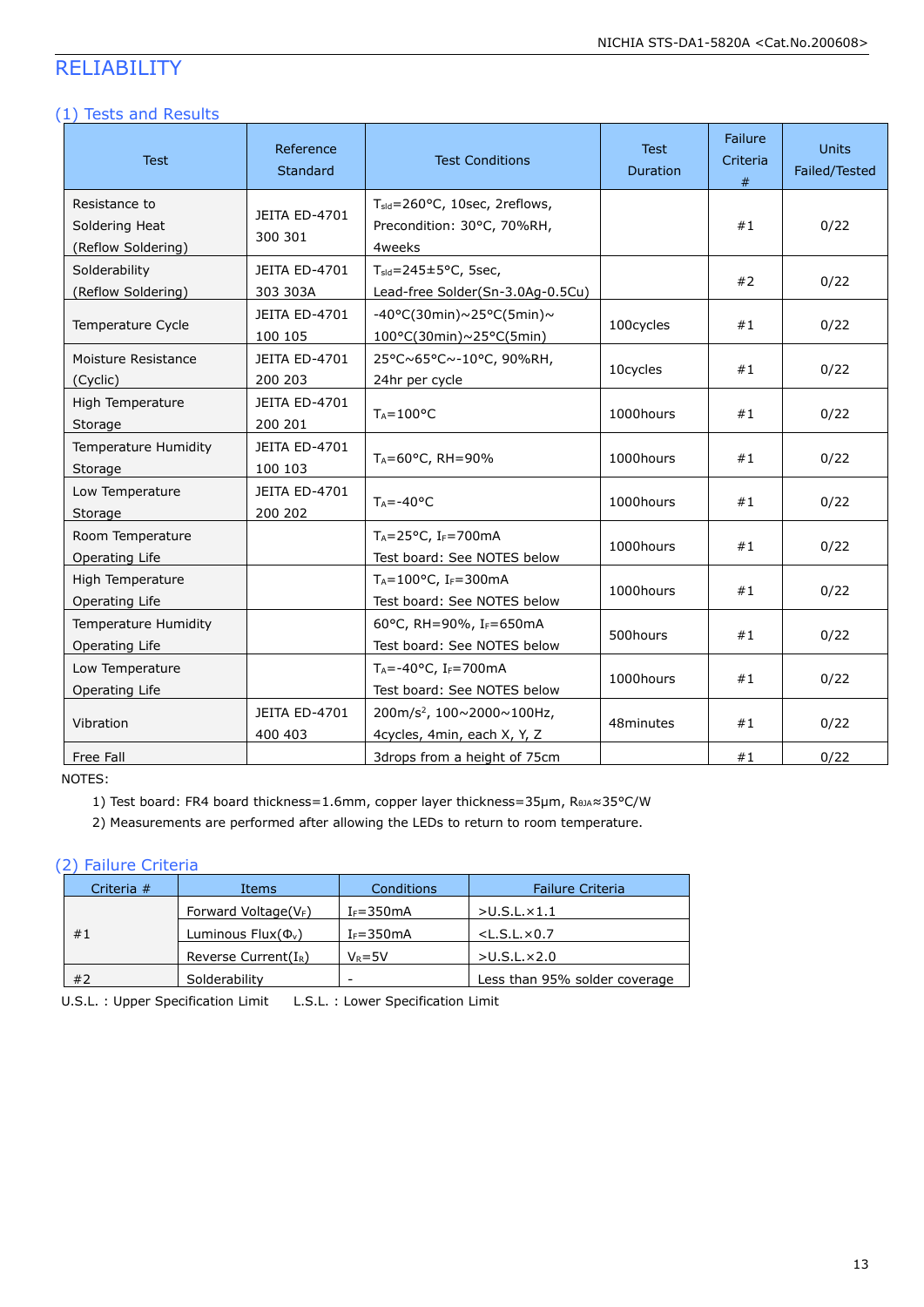# RELIABILITY

## (1) Tests and Results

| Test | Reference Standard | Test Conditions | Test Duration | Failure Criteria # | Units Failed/Tested |
|---|---|---|---|---|---|
| Resistance to Soldering Heat (Reflow Soldering) | JEITA ED-4701 300 301 | $T_{sld}$=260°C, 10sec, 2reflows, Precondition: 30°C, 70%RH, 4weeks | | #1 | 0/22 |
| Solderability (Reflow Soldering) | JEITA ED-4701 303 303A | $T_{sld}$=245±5°C, 5sec, Lead-free Solder(Sn-3.0Ag-0.5Cu) | | #2 | 0/22 |
| Temperature Cycle | JEITA ED-4701 100 105 | -40°C(30min)~25°C(5min)~100°C(30min)~25°C(5min) | 100cycles | #1 | 0/22 |
| Moisture Resistance (Cyclic) | JEITA ED-4701 200 203 | 25°C~65°C~-10°C, 90%RH, 24hr per cycle | 10cycles | #1 | 0/22 |
| High Temperature Storage | JEITA ED-4701 200 201 | $T_A$=100°C | 1000hours | #1 | 0/22 |
| Temperature Humidity Storage | JEITA ED-4701 100 103 | $T_A$=60°C, RH=90% | 1000hours | #1 | 0/22 |
| Low Temperature Storage | JEITA ED-4701 200 202 | $T_A$=-40°C | 1000hours | #1 | 0/22 |
| Room Temperature Operating Life | | $T_A$=25°C, $I_F$=700mA Test board: See NOTES below | 1000hours | #1 | 0/22 |
| High Temperature Operating Life | | $T_A$=100°C, $I_F$=300mA Test board: See NOTES below | 1000hours | #1 | 0/22 |
| Temperature Humidity Operating Life | | 60°C, RH=90%, $I_F$=650mA Test board: See NOTES below | 500hours | #1 | 0/22 |
| Low Temperature Operating Life | | $T_A$=-40°C, $I_F$=700mA Test board: See NOTES below | 1000hours | #1 | 0/22 |
| Vibration | JEITA ED-4701 400 403 | 200m/s$^2$, 100~2000~100Hz, 4cycles, 4min, each X, Y, Z | 48minutes | #1 | 0/22 |
| Free Fall | | 3drops from a height of 75cm | | #1 | 0/22 |

NOTES:

1) Test board: FR4 board thickness=1.6mm, copper layer thickness=35μm, $R_{\theta JA}$≈35°C/W
2) Measurements are performed after allowing the LEDs to return to room temperature.

## (2) Failure Criteria

| Criteria # | Items | Conditions | Failure Criteria |
|---|---|---|---|
| #1 | Forward Voltage($V_F$) | $I_F$=350mA | >U.S.L.×1.1 |
| | Luminous Flux($\Phi_V$) | $I_F$=350mA | <L.S.L.×0.7 |
| | Reverse Current($I_R$) | $V_R$=5V | >U.S.L.×2.0 |
| #2 | Solderability | - | Less than 95% solder coverage |

U.S.L. : Upper Specification Limit    L.S.L. : Lower Specification Limit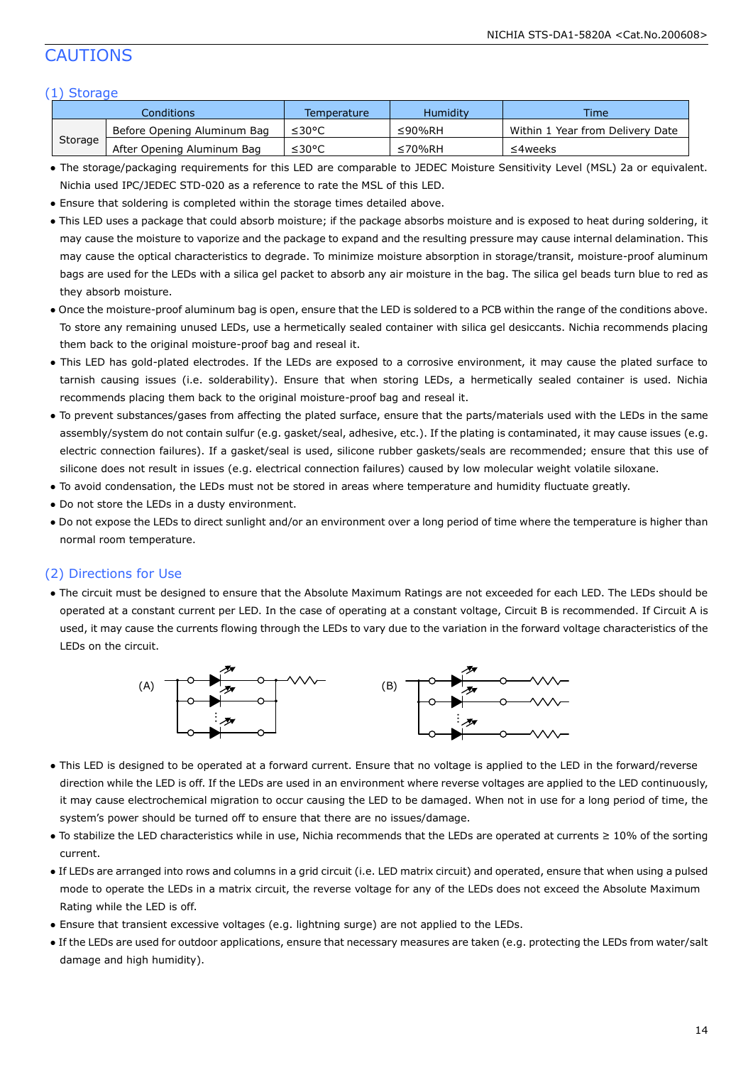# CAUTIONS

## (1) Storage

| Conditions | | Temperature | Humidity | Time |
|---|---|---|---|---|
| Storage | Before Opening Aluminum Bag | ≤30°C | ≤90%RH | Within 1 Year from Delivery Date |
| | After Opening Aluminum Bag | ≤30°C | ≤70%RH | ≤4weeks |

- The storage/packaging requirements for this LED are comparable to JEDEC Moisture Sensitivity Level (MSL) 2a or equivalent. Nichia used IPC/JEDEC STD-020 as a reference to rate the MSL of this LED.
- Ensure that soldering is completed within the storage times detailed above.
- This LED uses a package that could absorb moisture; if the package absorbs moisture and is exposed to heat during soldering, it may cause the moisture to vaporize and the package to expand and the resulting pressure may cause internal delamination. This may cause the optical characteristics to degrade. To minimize moisture absorption in storage/transit, moisture-proof aluminum bags are used for the LEDs with a silica gel packet to absorb any air moisture in the bag. The silica gel beads turn blue to red as they absorb moisture.
- Once the moisture-proof aluminum bag is open, ensure that the LED is soldered to a PCB within the range of the conditions above. To store any remaining unused LEDs, use a hermetically sealed container with silica gel desiccants. Nichia recommends placing them back to the original moisture-proof bag and reseal it.
- This LED has gold-plated electrodes. If the LEDs are exposed to a corrosive environment, it may cause the plated surface to tarnish causing issues (i.e. solderability). Ensure that when storing LEDs, a hermetically sealed container is used. Nichia recommends placing them back to the original moisture-proof bag and reseal it.
- To prevent substances/gases from affecting the plated surface, ensure that the parts/materials used with the LEDs in the same assembly/system do not contain sulfur (e.g. gasket/seal, adhesive, etc.). If the plating is contaminated, it may cause issues (e.g. electric connection failures). If a gasket/seal is used, silicone rubber gaskets/seals are recommended; ensure that this use of silicone does not result in issues (e.g. electrical connection failures) caused by low molecular weight volatile siloxane.
- To avoid condensation, the LEDs must not be stored in areas where temperature and humidity fluctuate greatly.
- Do not store the LEDs in a dusty environment.
- Do not expose the LEDs to direct sunlight and/or an environment over a long period of time where the temperature is higher than normal room temperature.

## (2) Directions for Use

- The circuit must be designed to ensure that the Absolute Maximum Ratings are not exceeded for each LED. The LEDs should be operated at a constant current per LED. In the case of operating at a constant voltage, Circuit B is recommended. If Circuit A is used, it may cause the currents flowing through the LEDs to vary due to the variation in the forward voltage characteristics of the LEDs on the circuit.

(A) (B)

- This LED is designed to be operated at a forward current. Ensure that no voltage is applied to the LED in the forward/reverse direction while the LED is off. If the LEDs are used in an environment where reverse voltages are applied to the LED continuously, it may cause electrochemical migration to occur causing the LED to be damaged. When not in use for a long period of time, the system's power should be turned off to ensure that there are no issues/damage.
- To stabilize the LED characteristics while in use, Nichia recommends that the LEDs are operated at currents ≥ 10% of the sorting current.
- If LEDs are arranged into rows and columns in a grid circuit (i.e. LED matrix circuit) and operated, ensure that when using a pulsed mode to operate the LEDs in a matrix circuit, the reverse voltage for any of the LEDs does not exceed the Absolute Maximum Rating while the LED is off.
- Ensure that transient excessive voltages (e.g. lightning surge) are not applied to the LEDs.
- If the LEDs are used for outdoor applications, ensure that necessary measures are taken (e.g. protecting the LEDs from water/salt damage and high humidity).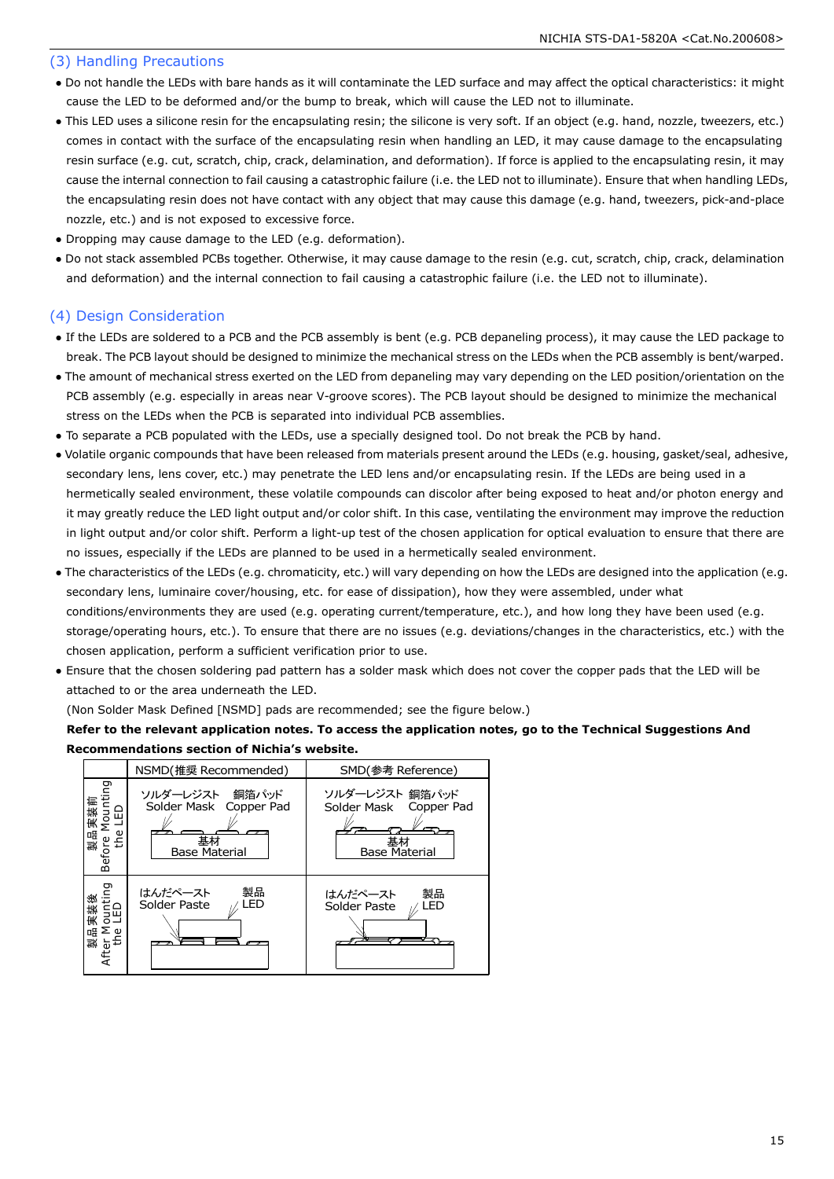## (3) Handling Precautions

- Do not handle the LEDs with bare hands as it will contaminate the LED surface and may affect the optical characteristics: it might cause the LED to be deformed and/or the bump to break, which will cause the LED not to illuminate.
- This LED uses a silicone resin for the encapsulating resin; the silicone is very soft. If an object (e.g. hand, nozzle, tweezers, etc.) comes in contact with the surface of the encapsulating resin when handling an LED, it may cause damage to the encapsulating resin surface (e.g. cut, scratch, chip, crack, delamination, and deformation). If force is applied to the encapsulating resin, it may cause the internal connection to fail causing a catastrophic failure (i.e. the LED not to illuminate). Ensure that when handling LEDs, the encapsulating resin does not have contact with any object that may cause this damage (e.g. hand, tweezers, pick-and-place nozzle, etc.) and is not exposed to excessive force.
- Dropping may cause damage to the LED (e.g. deformation).
- Do not stack assembled PCBs together. Otherwise, it may cause damage to the resin (e.g. cut, scratch, chip, crack, delamination and deformation) and the internal connection to fail causing a catastrophic failure (i.e. the LED not to illuminate).

## (4) Design Consideration

- If the LEDs are soldered to a PCB and the PCB assembly is bent (e.g. PCB depaneling process), it may cause the LED package to break. The PCB layout should be designed to minimize the mechanical stress on the LEDs when the PCB assembly is bent/warped.
- The amount of mechanical stress exerted on the LED from depaneling may vary depending on the LED position/orientation on the PCB assembly (e.g. especially in areas near V-groove scores). The PCB layout should be designed to minimize the mechanical stress on the LEDs when the PCB is separated into individual PCB assemblies.
- To separate a PCB populated with the LEDs, use a specially designed tool. Do not break the PCB by hand.
- Volatile organic compounds that have been released from materials present around the LEDs (e.g. housing, gasket/seal, adhesive, secondary lens, lens cover, etc.) may penetrate the LED lens and/or encapsulating resin. If the LEDs are being used in a hermetically sealed environment, these volatile compounds can discolor after being exposed to heat and/or photon energy and it may greatly reduce the LED light output and/or color shift. In this case, ventilating the environment may improve the reduction in light output and/or color shift. Perform a light-up test of the chosen application for optical evaluation to ensure that there are no issues, especially if the LEDs are planned to be used in a hermetically sealed environment.
- The characteristics of the LEDs (e.g. chromaticity, etc.) will vary depending on how the LEDs are designed into the application (e.g. secondary lens, luminaire cover/housing, etc. for ease of dissipation), how they were assembled, under what conditions/environments they are used (e.g. operating current/temperature, etc.), and how long they have been used (e.g. storage/operating hours, etc.). To ensure that there are no issues (e.g. deviations/changes in the characteristics, etc.) with the chosen application, perform a sufficient verification prior to use.
- Ensure that the chosen soldering pad pattern has a solder mask which does not cover the copper pads that the LED will be attached to or the area underneath the LED.

  (Non Solder Mask Defined [NSMD] pads are recommended; see the figure below.)

  **Refer to the relevant application notes. To access the application notes, go to the Technical Suggestions And Recommendations section of Nichia's website.**

| | NSMD(推奨 Recommended) | SMD(参考 Reference) |
|---|---|---|
| 製品実装前 Before Mounting the LED | ソルダーレジスト Solder Mask / 銅箔パッド Copper Pad / 基材 Base Material | ソルダーレジスト Solder Mask / 銅箔パッド Copper Pad / 基材 Base Material |
| 製品実装後 After Mounting the LED | はんだペースト Solder Paste / 製品 LED | はんだペースト Solder Paste / 製品 LED |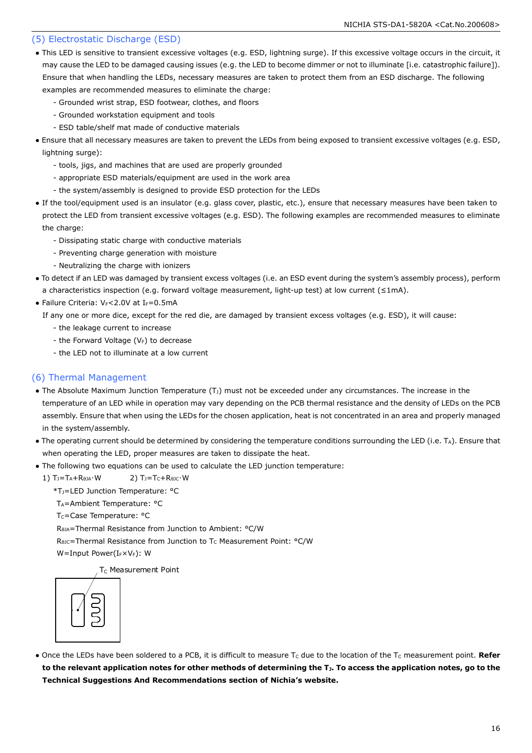## (5) Electrostatic Discharge (ESD)

- This LED is sensitive to transient excessive voltages (e.g. ESD, lightning surge). If this excessive voltage occurs in the circuit, it may cause the LED to be damaged causing issues (e.g. the LED to become dimmer or not to illuminate [i.e. catastrophic failure]). Ensure that when handling the LEDs, necessary measures are taken to protect them from an ESD discharge. The following examples are recommended measures to eliminate the charge:
  - Grounded wrist strap, ESD footwear, clothes, and floors
  - Grounded workstation equipment and tools
  - ESD table/shelf mat made of conductive materials
- Ensure that all necessary measures are taken to prevent the LEDs from being exposed to transient excessive voltages (e.g. ESD, lightning surge):
  - tools, jigs, and machines that are used are properly grounded
  - appropriate ESD materials/equipment are used in the work area
  - the system/assembly is designed to provide ESD protection for the LEDs
- If the tool/equipment used is an insulator (e.g. glass cover, plastic, etc.), ensure that necessary measures have been taken to protect the LED from transient excessive voltages (e.g. ESD). The following examples are recommended measures to eliminate the charge:
  - Dissipating static charge with conductive materials
  - Preventing charge generation with moisture
  - Neutralizing the charge with ionizers
- To detect if an LED was damaged by transient excess voltages (i.e. an ESD event during the system's assembly process), perform a characteristics inspection (e.g. forward voltage measurement, light-up test) at low current (≤1mA).
- Failure Criteria: $V_F$<2.0V at $I_F$=0.5mA

  If any one or more dice, except for the red die, are damaged by transient excess voltages (e.g. ESD), it will cause:
  - the leakage current to increase
  - the Forward Voltage ($V_F$) to decrease
  - the LED not to illuminate at a low current

## (6) Thermal Management

- The Absolute Maximum Junction Temperature ($T_J$) must not be exceeded under any circumstances. The increase in the temperature of an LED while in operation may vary depending on the PCB thermal resistance and the density of LEDs on the PCB assembly. Ensure that when using the LEDs for the chosen application, heat is not concentrated in an area and properly managed in the system/assembly.
- The operating current should be determined by considering the temperature conditions surrounding the LED (i.e. $T_A$). Ensure that when operating the LED, proper measures are taken to dissipate the heat.
- The following two equations can be used to calculate the LED junction temperature:

  1) $T_J=T_A+R_{\theta JA}\cdot W$ 2) $T_J=T_C+R_{\theta JC}\cdot W$

  *$T_J$=LED Junction Temperature: °C

  $T_A$=Ambient Temperature: °C

  $T_C$=Case Temperature: °C

  $R_{\theta JA}$=Thermal Resistance from Junction to Ambient: °C/W

  $R_{\theta JC}$=Thermal Resistance from Junction to $T_C$ Measurement Point: °C/W

  W=Input Power($I_F \times V_F$): W

  $T_C$ Measurement Point

- Once the LEDs have been soldered to a PCB, it is difficult to measure $T_C$ due to the location of the $T_C$ measurement point. **Refer to the relevant application notes for other methods of determining the $T_J$. To access the application notes, go to the Technical Suggestions And Recommendations section of Nichia's website.**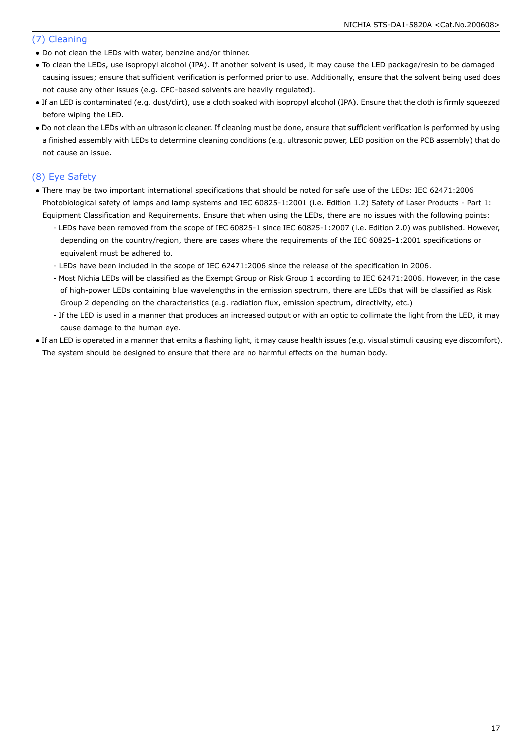## (7) Cleaning

- Do not clean the LEDs with water, benzine and/or thinner.
- To clean the LEDs, use isopropyl alcohol (IPA). If another solvent is used, it may cause the LED package/resin to be damaged causing issues; ensure that sufficient verification is performed prior to use. Additionally, ensure that the solvent being used does not cause any other issues (e.g. CFC-based solvents are heavily regulated).
- If an LED is contaminated (e.g. dust/dirt), use a cloth soaked with isopropyl alcohol (IPA). Ensure that the cloth is firmly squeezed before wiping the LED.
- Do not clean the LEDs with an ultrasonic cleaner. If cleaning must be done, ensure that sufficient verification is performed by using a finished assembly with LEDs to determine cleaning conditions (e.g. ultrasonic power, LED position on the PCB assembly) that do not cause an issue.

## (8) Eye Safety

- There may be two important international specifications that should be noted for safe use of the LEDs: IEC 62471:2006 Photobiological safety of lamps and lamp systems and IEC 60825-1:2001 (i.e. Edition 1.2) Safety of Laser Products - Part 1: Equipment Classification and Requirements. Ensure that when using the LEDs, there are no issues with the following points:
  - LEDs have been removed from the scope of IEC 60825-1 since IEC 60825-1:2007 (i.e. Edition 2.0) was published. However, depending on the country/region, there are cases where the requirements of the IEC 60825-1:2001 specifications or equivalent must be adhered to.
  - LEDs have been included in the scope of IEC 62471:2006 since the release of the specification in 2006.
  - Most Nichia LEDs will be classified as the Exempt Group or Risk Group 1 according to IEC 62471:2006. However, in the case of high-power LEDs containing blue wavelengths in the emission spectrum, there are LEDs that will be classified as Risk Group 2 depending on the characteristics (e.g. radiation flux, emission spectrum, directivity, etc.)
  - If the LED is used in a manner that produces an increased output or with an optic to collimate the light from the LED, it may cause damage to the human eye.
- If an LED is operated in a manner that emits a flashing light, it may cause health issues (e.g. visual stimuli causing eye discomfort). The system should be designed to ensure that there are no harmful effects on the human body.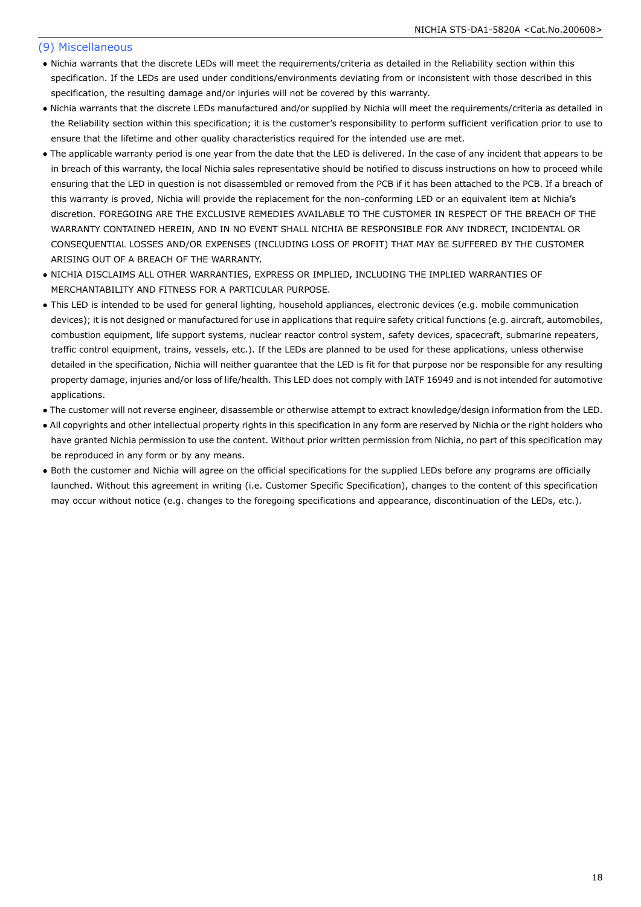## (9) Miscellaneous

- Nichia warrants that the discrete LEDs will meet the requirements/criteria as detailed in the Reliability section within this specification. If the LEDs are used under conditions/environments deviating from or inconsistent with those described in this specification, the resulting damage and/or injuries will not be covered by this warranty.
- Nichia warrants that the discrete LEDs manufactured and/or supplied by Nichia will meet the requirements/criteria as detailed in the Reliability section within this specification; it is the customer's responsibility to perform sufficient verification prior to use to ensure that the lifetime and other quality characteristics required for the intended use are met.
- The applicable warranty period is one year from the date that the LED is delivered. In the case of any incident that appears to be in breach of this warranty, the local Nichia sales representative should be notified to discuss instructions on how to proceed while ensuring that the LED in question is not disassembled or removed from the PCB if it has been attached to the PCB. If a breach of this warranty is proved, Nichia will provide the replacement for the non-conforming LED or an equivalent item at Nichia's discretion. FOREGOING ARE THE EXCLUSIVE REMEDIES AVAILABLE TO THE CUSTOMER IN RESPECT OF THE BREACH OF THE WARRANTY CONTAINED HEREIN, AND IN NO EVENT SHALL NICHIA BE RESPONSIBLE FOR ANY INDRECT, INCIDENTAL OR CONSEQUENTIAL LOSSES AND/OR EXPENSES (INCLUDING LOSS OF PROFIT) THAT MAY BE SUFFERED BY THE CUSTOMER ARISING OUT OF A BREACH OF THE WARRANTY.
- NICHIA DISCLAIMS ALL OTHER WARRANTIES, EXPRESS OR IMPLIED, INCLUDING THE IMPLIED WARRANTIES OF MERCHANTABILITY AND FITNESS FOR A PARTICULAR PURPOSE.
- This LED is intended to be used for general lighting, household appliances, electronic devices (e.g. mobile communication devices); it is not designed or manufactured for use in applications that require safety critical functions (e.g. aircraft, automobiles, combustion equipment, life support systems, nuclear reactor control system, safety devices, spacecraft, submarine repeaters, traffic control equipment, trains, vessels, etc.). If the LEDs are planned to be used for these applications, unless otherwise detailed in the specification, Nichia will neither guarantee that the LED is fit for that purpose nor be responsible for any resulting property damage, injuries and/or loss of life/health. This LED does not comply with IATF 16949 and is not intended for automotive applications.
- The customer will not reverse engineer, disassemble or otherwise attempt to extract knowledge/design information from the LED.
- All copyrights and other intellectual property rights in this specification in any form are reserved by Nichia or the right holders who have granted Nichia permission to use the content. Without prior written permission from Nichia, no part of this specification may be reproduced in any form or by any means.
- Both the customer and Nichia will agree on the official specifications for the supplied LEDs before any programs are officially launched. Without this agreement in writing (i.e. Customer Specific Specification), changes to the content of this specification may occur without notice (e.g. changes to the foregoing specifications and appearance, discontinuation of the LEDs, etc.).